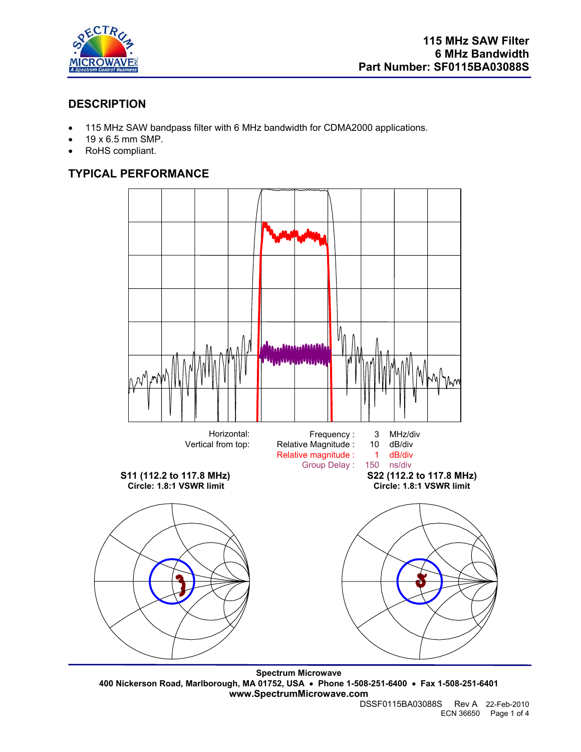# 115 MHz SAW Filter
# 6 MHz Bandwidth
# Part Number: SF0115BA03088S

## DESCRIPTION

- 115 MHz SAW bandpass filter with 6 MHz bandwidth for CDMA2000 applications.
- 19 x 6.5 mm SMP.
- RoHS compliant.

## TYPICAL PERFORMANCE

| | | | |
|---|---|---|---|
| Horizontal: | Frequency : | 3 | MHz/div |
| Vertical from top: | Relative Magnitude : | 10 | dB/div |
| | Relative magnitude : | 1 | dB/div |
| | Group Delay : | 150 | ns/div |

**S11 (112.2 to 117.8 MHz)**
**Circle: 1.8:1 VSWR limit**

**S22 (112.2 to 117.8 MHz)**
**Circle: 1.8:1 VSWR limit**

---

**Spectrum Microwave**
**400 Nickerson Road, Marlborough, MA 01752, USA • Phone 1-508-251-6400 • Fax 1-508-251-6401**
**www.SpectrumMicrowave.com**

DSSF0115BA03088S Rev A 22-Feb-2010
ECN 36650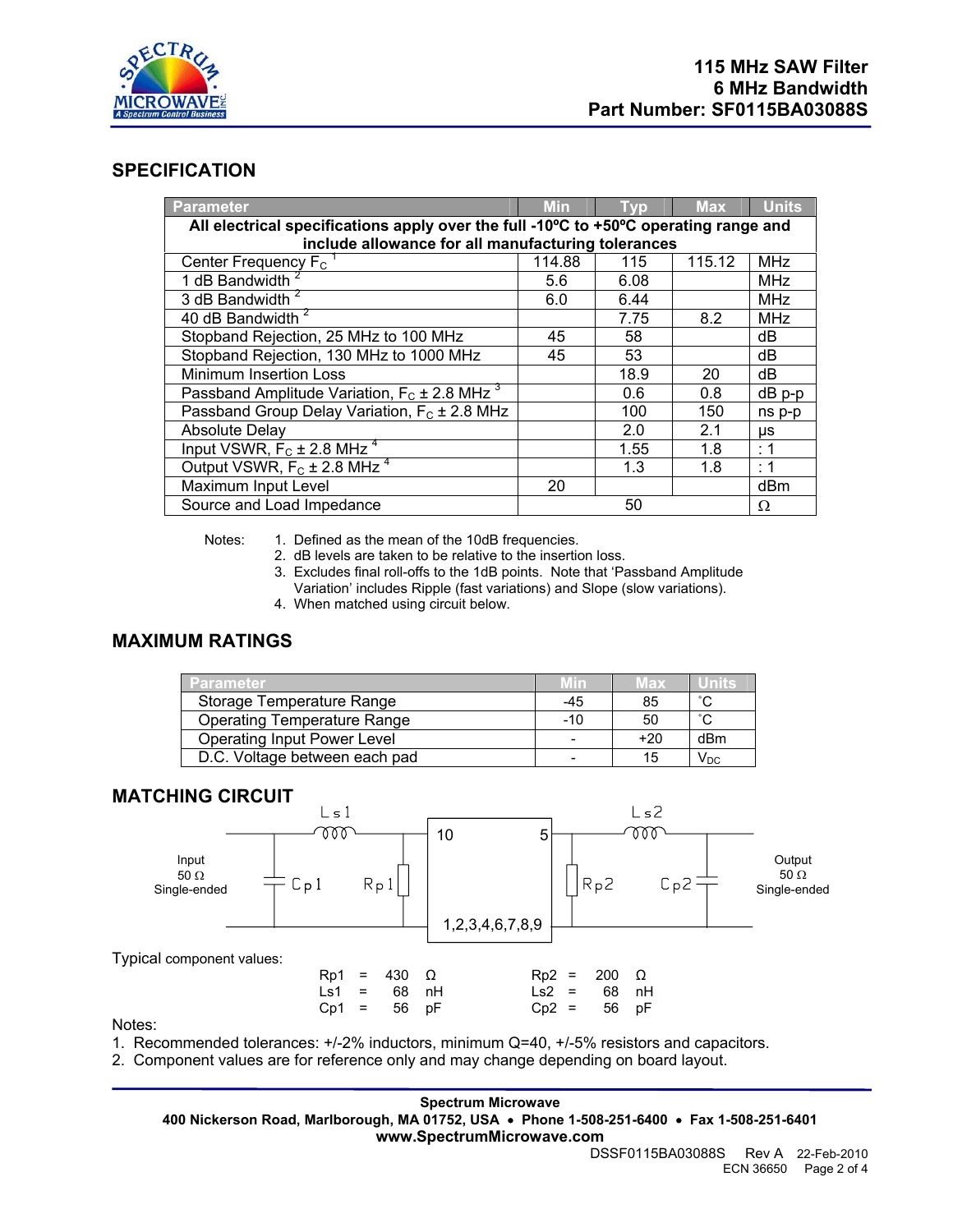**115 MHz SAW Filter**
**6 MHz Bandwidth**
**Part Number: SF0115BA03088S**

## SPECIFICATION

| Parameter | Min | Typ | Max | Units |
|---|---|---|---|---|
| **All electrical specifications apply over the full -10ºC to +50ºC operating range and include allowance for all manufacturing tolerances** | | | | |
| Center Frequency $F_C$ [1] | 114.88 | 115 | 115.12 | MHz |
| 1 dB Bandwidth [2] | 5.6 | 6.08 | | MHz |
| 3 dB Bandwidth [2] | 6.0 | 6.44 | | MHz |
| 40 dB Bandwidth [2] | | 7.75 | 8.2 | MHz |
| Stopband Rejection, 25 MHz to 100 MHz | 45 | 58 | | dB |
| Stopband Rejection, 130 MHz to 1000 MHz | 45 | 53 | | dB |
| Minimum Insertion Loss | | 18.9 | 20 | dB |
| Passband Amplitude Variation, $F_C$ ± 2.8 MHz [3] | | 0.6 | 0.8 | dB p-p |
| Passband Group Delay Variation, $F_C$ ± 2.8 MHz | | 100 | 150 | ns p-p |
| Absolute Delay | | 2.0 | 2.1 | µs |
| Input VSWR, $F_C$ ± 2.8 MHz [4] | | 1.55 | 1.8 | : 1 |
| Output VSWR, $F_C$ ± 2.8 MHz [4] | | 1.3 | 1.8 | : 1 |
| Maximum Input Level | 20 | | | dBm |
| Source and Load Impedance | | 50 | | Ω |

Notes:
1. Defined as the mean of the 10dB frequencies.
2. dB levels are taken to be relative to the insertion loss.
3. Excludes final roll-offs to the 1dB points. Note that 'Passband Amplitude Variation' includes Ripple (fast variations) and Slope (slow variations).
4. When matched using circuit below.

## MAXIMUM RATINGS

| Parameter | Min | Max | Units |
|---|---|---|---|
| Storage Temperature Range | -45 | 85 | ˚C |
| Operating Temperature Range | -10 | 50 | ˚C |
| Operating Input Power Level | - | +20 | dBm |
| D.C. Voltage between each pad | - | 15 | $V_{DC}$ |

## MATCHING CIRCUIT

Input 50 Ω Single-ended — Cp1 — Ls1 — Rp1 — [10 | 5 ; 1,2,3,4,6,7,8,9] — Rp2 — Ls2 — Cp2 — Output 50 Ω Single-ended

Typical component values:

| | | | | | | | |
|---|---|---|---|---|---|---|---|
| Rp1 | = | 430 | Ω | Rp2 | = | 200 | Ω |
| Ls1 | = | 68 | nH | Ls2 | = | 68 | nH |
| Cp1 | = | 56 | pF | Cp2 | = | 56 | pF |

Notes:
1. Recommended tolerances: +/-2% inductors, minimum Q=40, +/-5% resistors and capacitors.
2. Component values are for reference only and may change depending on board layout.

**Spectrum Microwave**
**400 Nickerson Road, Marlborough, MA 01752, USA • Phone 1-508-251-6400 • Fax 1-508-251-6401**
**www.SpectrumMicrowave.com**

DSSF0115BA03088S Rev A 22-Feb-2010
ECN 36650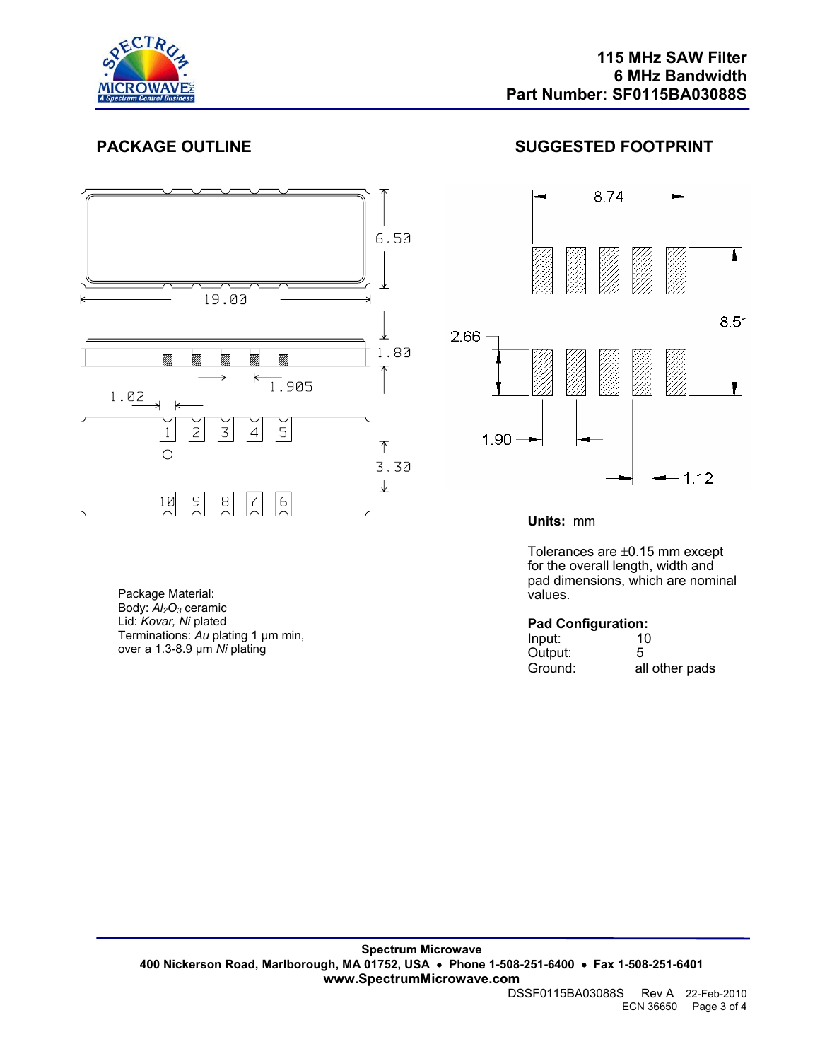# 115 MHz SAW Filter
## 6 MHz Bandwidth
## Part Number: SF0115BA03088S

## PACKAGE OUTLINE

## SUGGESTED FOOTPRINT

Package Material:
Body: $Al_2O_3$ ceramic
Lid: *Kovar, Ni* plated
Terminations: *Au* plating 1 µm min, over a 1.3-8.9 µm *Ni* plating

**Units:** mm

Tolerances are ±0.15 mm except for the overall length, width and pad dimensions, which are nominal values.

**Pad Configuration:**

| | |
|---|---|
| Input: | 10 |
| Output: | 5 |
| Ground: | all other pads |

**Spectrum Microwave**
**400 Nickerson Road, Marlborough, MA 01752, USA • Phone 1-508-251-6400 • Fax 1-508-251-6401**
**www.SpectrumMicrowave.com**

DSSF0115BA03088S Rev A 22-Feb-2010
ECN 36650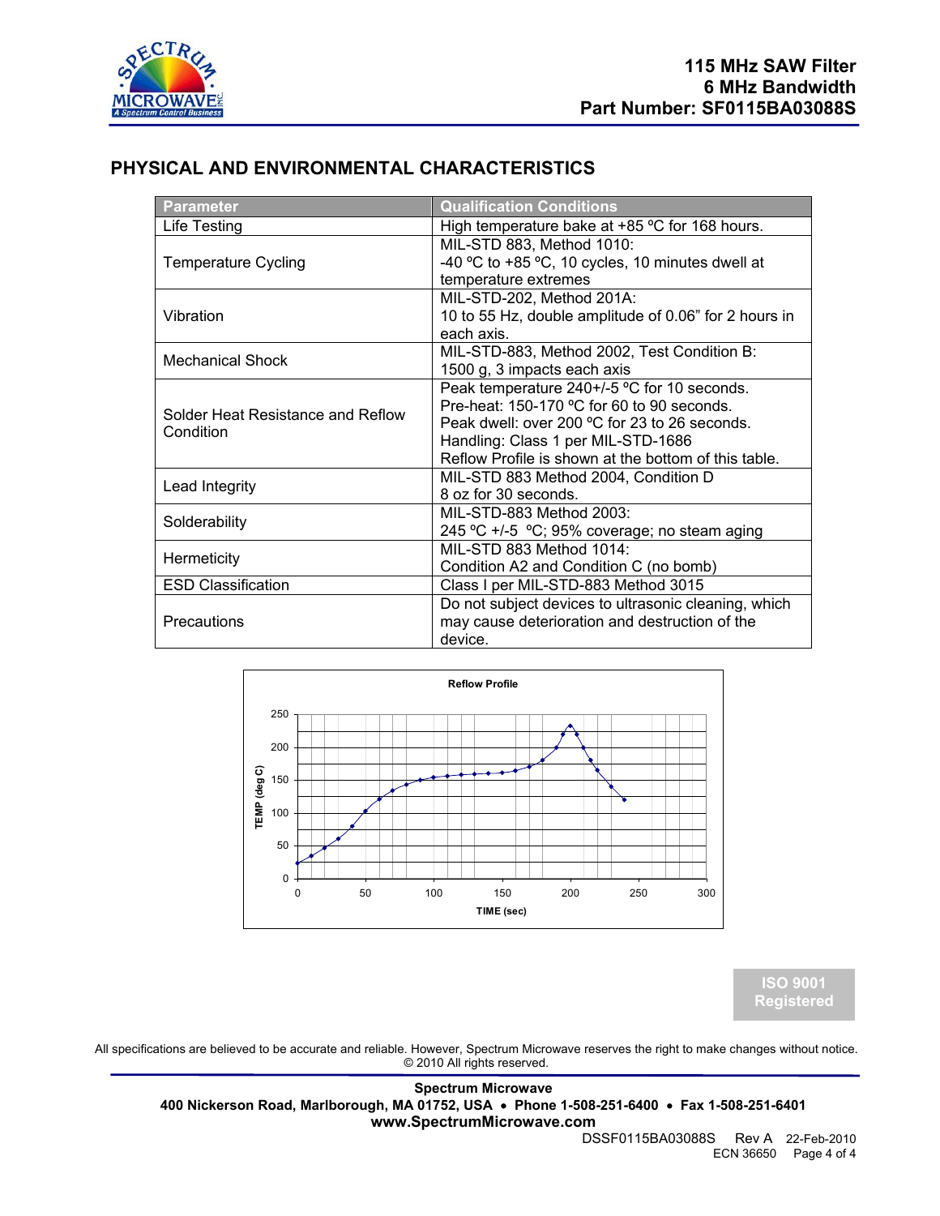## PHYSICAL AND ENVIRONMENTAL CHARACTERISTICS

| Parameter | Qualification Conditions |
|---|---|
| Life Testing | High temperature bake at +85 ºC for 168 hours. |
| Temperature Cycling | MIL-STD 883, Method 1010:<br>-40 ºC to +85 ºC, 10 cycles, 10 minutes dwell at temperature extremes |
| Vibration | MIL-STD-202, Method 201A:<br>10 to 55 Hz, double amplitude of 0.06" for 2 hours in each axis. |
| Mechanical Shock | MIL-STD-883, Method 2002, Test Condition B:<br>1500 g, 3 impacts each axis |
| Solder Heat Resistance and Reflow Condition | Peak temperature 240+/-5 ºC for 10 seconds.<br>Pre-heat: 150-170 ºC for 60 to 90 seconds.<br>Peak dwell: over 200 ºC for 23 to 26 seconds.<br>Handling: Class 1 per MIL-STD-1686<br>Reflow Profile is shown at the bottom of this table. |
| Lead Integrity | MIL-STD 883 Method 2004, Condition D<br>8 oz for 30 seconds. |
| Solderability | MIL-STD-883 Method 2003:<br>245 ºC +/-5 ºC; 95% coverage; no steam aging |
| Hermeticity | MIL-STD 883 Method 1014:<br>Condition A2 and Condition C (no bomb) |
| ESD Classification | Class I per MIL-STD-883 Method 3015 |
| Precautions | Do not subject devices to ultrasonic cleaning, which may cause deterioration and destruction of the device. |

Reflow Profile

TEMP (deg C)

250
200
150
100
50
0

0 50 100 150 200 250 300

TIME (sec)

ISO 9001 Registered

All specifications are believed to be accurate and reliable. However, Spectrum Microwave reserves the right to make changes without notice.
© 2010 All rights reserved.

**Spectrum Microwave**
**400 Nickerson Road, Marlborough, MA 01752, USA • Phone 1-508-251-6400 • Fax 1-508-251-6401**
**www.SpectrumMicrowave.com**

DSSF0115BA03088S Rev A 22-Feb-2010
ECN 36650